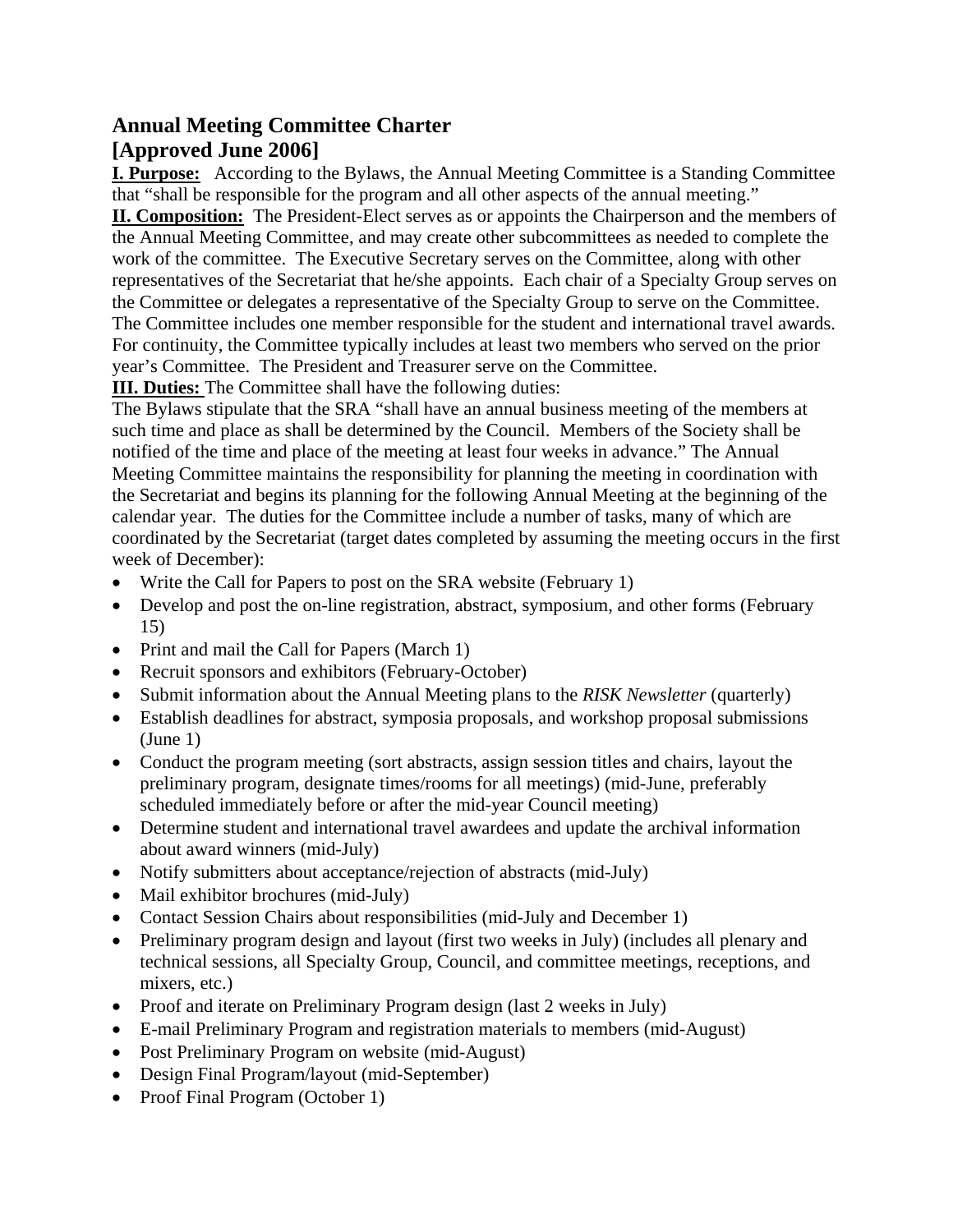# Annual Meeting Committee Charter
# [Approved June 2006]

**I. Purpose:** According to the Bylaws, the Annual Meeting Committee is a Standing Committee that "shall be responsible for the program and all other aspects of the annual meeting."

**II. Composition:** The President-Elect serves as or appoints the Chairperson and the members of the Annual Meeting Committee, and may create other subcommittees as needed to complete the work of the committee. The Executive Secretary serves on the Committee, along with other representatives of the Secretariat that he/she appoints. Each chair of a Specialty Group serves on the Committee or delegates a representative of the Specialty Group to serve on the Committee. The Committee includes one member responsible for the student and international travel awards. For continuity, the Committee typically includes at least two members who served on the prior year's Committee. The President and Treasurer serve on the Committee.

**III. Duties:** The Committee shall have the following duties:

The Bylaws stipulate that the SRA "shall have an annual business meeting of the members at such time and place as shall be determined by the Council. Members of the Society shall be notified of the time and place of the meeting at least four weeks in advance." The Annual Meeting Committee maintains the responsibility for planning the meeting in coordination with the Secretariat and begins its planning for the following Annual Meeting at the beginning of the calendar year. The duties for the Committee include a number of tasks, many of which are coordinated by the Secretariat (target dates completed by assuming the meeting occurs in the first week of December):

- Write the Call for Papers to post on the SRA website (February 1)
- Develop and post the on-line registration, abstract, symposium, and other forms (February 15)
- Print and mail the Call for Papers (March 1)
- Recruit sponsors and exhibitors (February-October)
- Submit information about the Annual Meeting plans to the *RISK Newsletter* (quarterly)
- Establish deadlines for abstract, symposia proposals, and workshop proposal submissions (June 1)
- Conduct the program meeting (sort abstracts, assign session titles and chairs, layout the preliminary program, designate times/rooms for all meetings) (mid-June, preferably scheduled immediately before or after the mid-year Council meeting)
- Determine student and international travel awardees and update the archival information about award winners (mid-July)
- Notify submitters about acceptance/rejection of abstracts (mid-July)
- Mail exhibitor brochures (mid-July)
- Contact Session Chairs about responsibilities (mid-July and December 1)
- Preliminary program design and layout (first two weeks in July) (includes all plenary and technical sessions, all Specialty Group, Council, and committee meetings, receptions, and mixers, etc.)
- Proof and iterate on Preliminary Program design (last 2 weeks in July)
- E-mail Preliminary Program and registration materials to members (mid-August)
- Post Preliminary Program on website (mid-August)
- Design Final Program/layout (mid-September)
- Proof Final Program (October 1)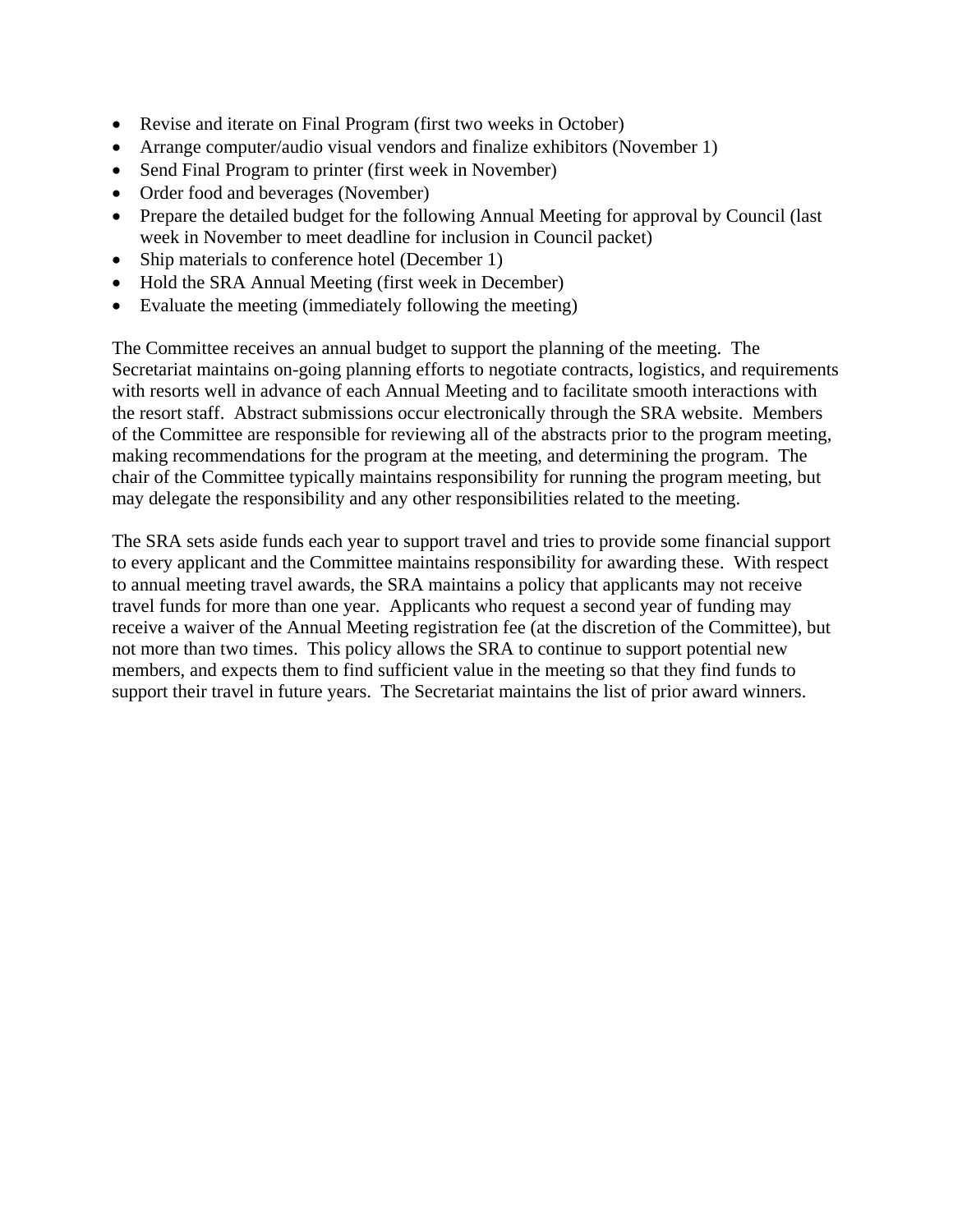- Revise and iterate on Final Program (first two weeks in October)
- Arrange computer/audio visual vendors and finalize exhibitors (November 1)
- Send Final Program to printer (first week in November)
- Order food and beverages (November)
- Prepare the detailed budget for the following Annual Meeting for approval by Council (last week in November to meet deadline for inclusion in Council packet)
- Ship materials to conference hotel (December 1)
- Hold the SRA Annual Meeting (first week in December)
- Evaluate the meeting (immediately following the meeting)

The Committee receives an annual budget to support the planning of the meeting. The Secretariat maintains on-going planning efforts to negotiate contracts, logistics, and requirements with resorts well in advance of each Annual Meeting and to facilitate smooth interactions with the resort staff. Abstract submissions occur electronically through the SRA website. Members of the Committee are responsible for reviewing all of the abstracts prior to the program meeting, making recommendations for the program at the meeting, and determining the program. The chair of the Committee typically maintains responsibility for running the program meeting, but may delegate the responsibility and any other responsibilities related to the meeting.

The SRA sets aside funds each year to support travel and tries to provide some financial support to every applicant and the Committee maintains responsibility for awarding these. With respect to annual meeting travel awards, the SRA maintains a policy that applicants may not receive travel funds for more than one year. Applicants who request a second year of funding may receive a waiver of the Annual Meeting registration fee (at the discretion of the Committee), but not more than two times. This policy allows the SRA to continue to support potential new members, and expects them to find sufficient value in the meeting so that they find funds to support their travel in future years. The Secretariat maintains the list of prior award winners.